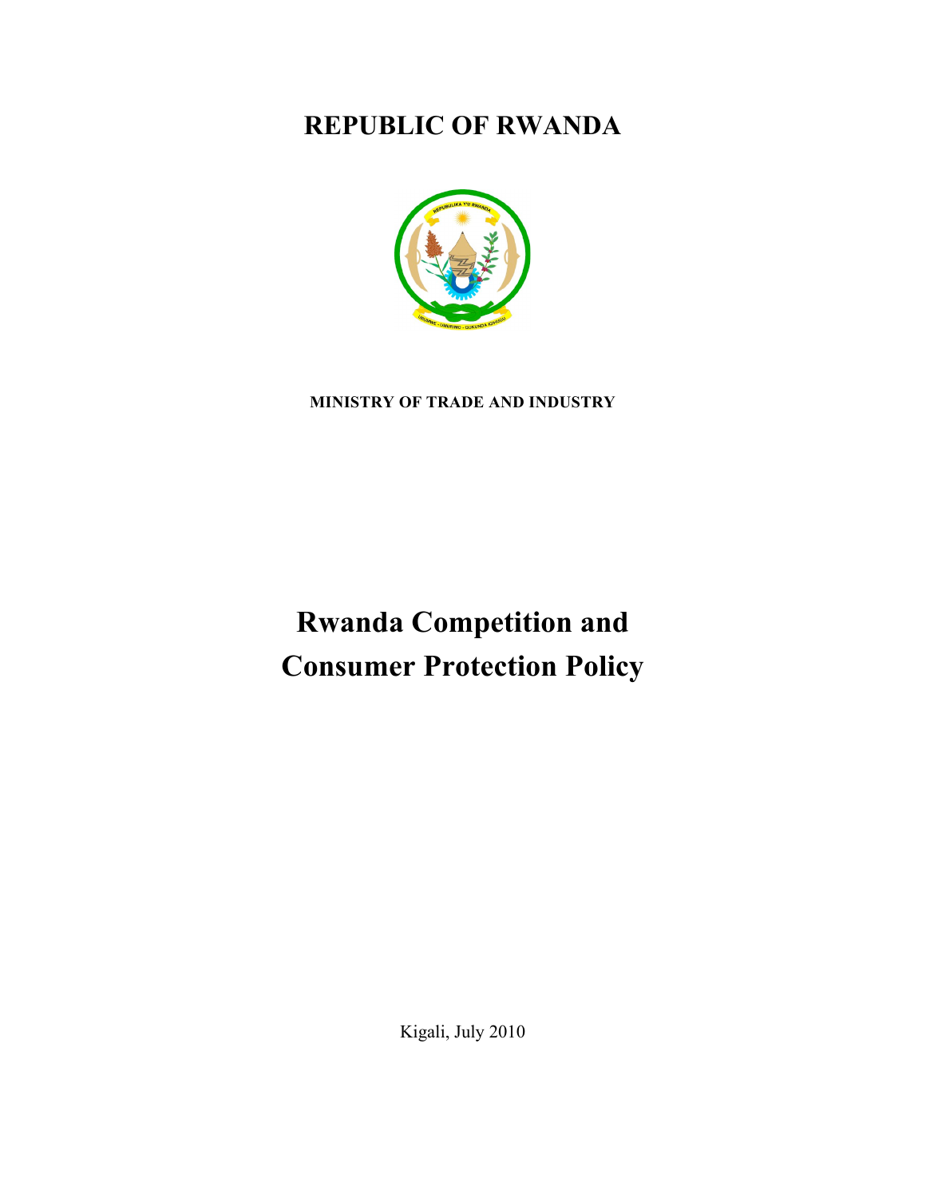# REPUBLIC OF RWANDA

**MINISTRY OF TRADE AND INDUSTRY**

# Rwanda Competition and Consumer Protection Policy

Kigali, July 2010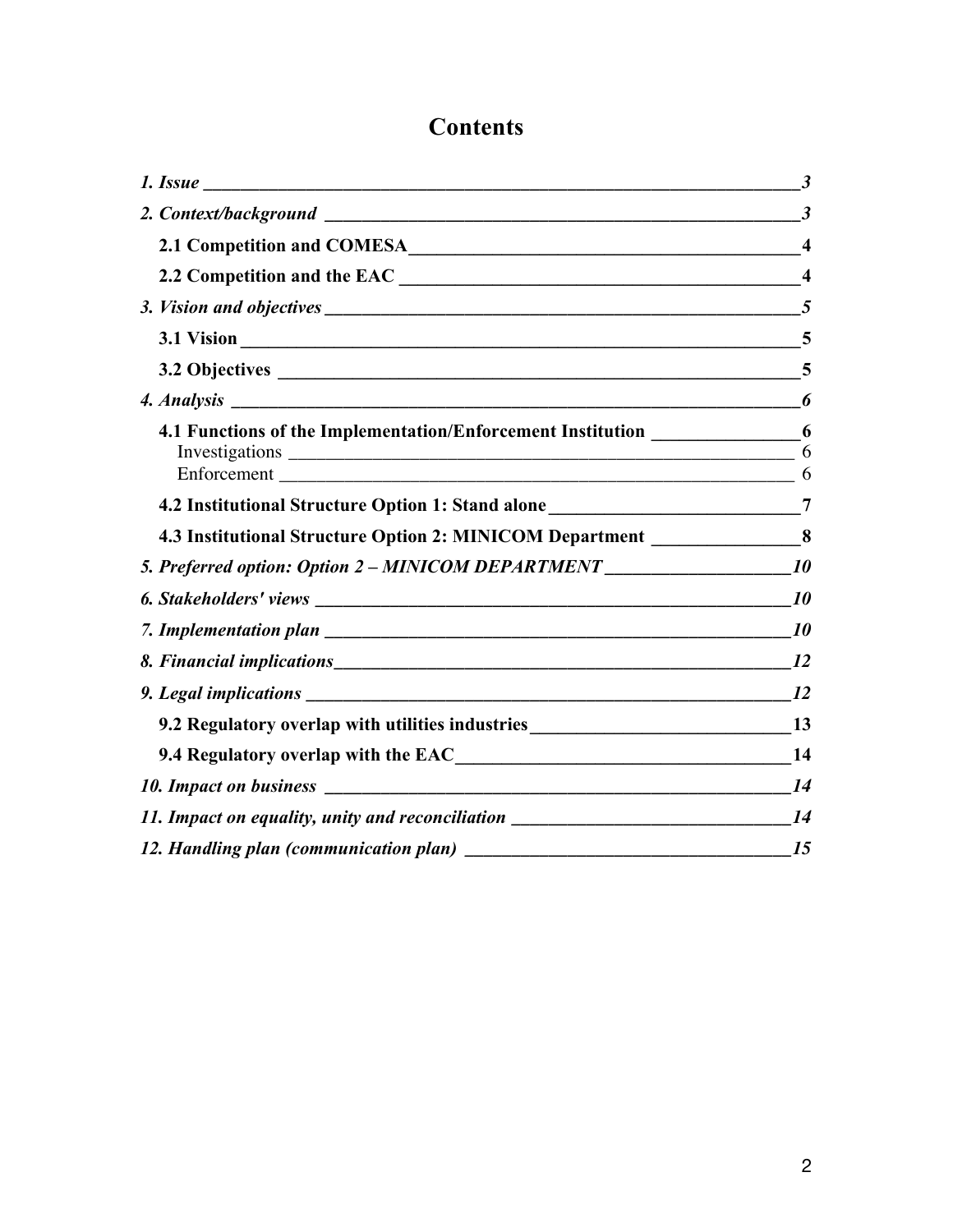# Contents

*1. Issue* ______________________________________________ *3*

*2. Context/background* ______________________________________________ *3*

**2.1 Competition and COMESA** ______________________________________________ **4**

**2.2 Competition and the EAC** ______________________________________________ **4**

*3. Vision and objectives* ______________________________________________ *5*

**3.1 Vision** ______________________________________________ **5**

**3.2 Objectives** ______________________________________________ **5**

*4. Analysis* ______________________________________________ *6*

**4.1 Functions of the Implementation/Enforcement Institution** ______________ **6**

Investigations ______________________________________________ 6

Enforcement ______________________________________________ 6

**4.2 Institutional Structure Option 1: Stand alone** ______________________ **7**

**4.3 Institutional Structure Option 2: MINICOM Department** ______________ **8**

*5. Preferred option: Option 2 – MINICOM DEPARTMENT* __________________ *10*

*6. Stakeholders' views* ______________________________________________ *10*

*7. Implementation plan* ______________________________________________ *10*

*8. Financial implications* ______________________________________________ *12*

*9. Legal implications* ______________________________________________ *12*

**9.2 Regulatory overlap with utilities industries** ______________________ **13**

**9.4 Regulatory overlap with the EAC** ______________________________ **14**

*10. Impact on business* ______________________________________________ *14*

*11. Impact on equality, unity and reconciliation* ________________________ *14*

*12. Handling plan (communication plan)* ____________________________ *15*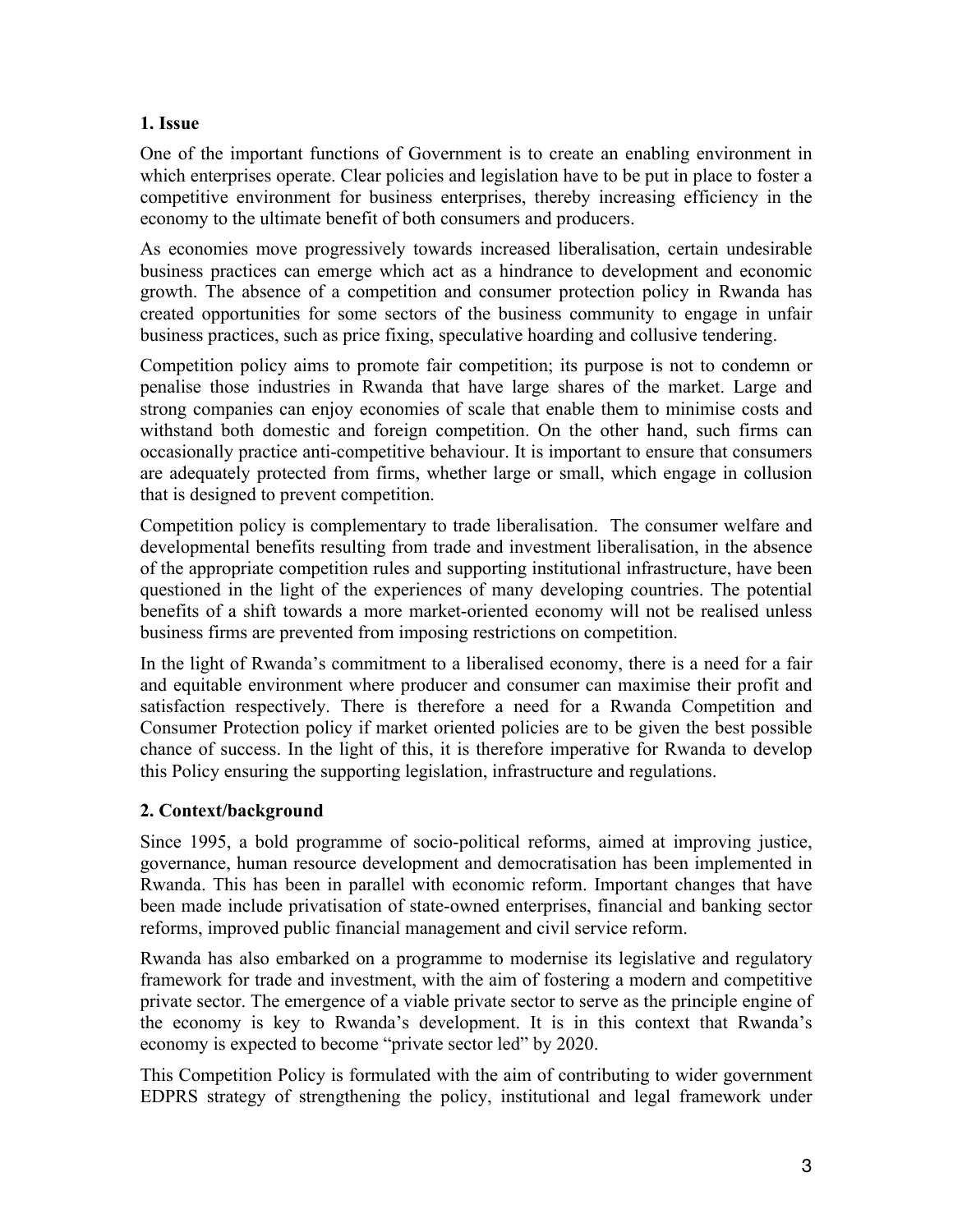## 1. Issue

One of the important functions of Government is to create an enabling environment in which enterprises operate. Clear policies and legislation have to be put in place to foster a competitive environment for business enterprises, thereby increasing efficiency in the economy to the ultimate benefit of both consumers and producers.

As economies move progressively towards increased liberalisation, certain undesirable business practices can emerge which act as a hindrance to development and economic growth. The absence of a competition and consumer protection policy in Rwanda has created opportunities for some sectors of the business community to engage in unfair business practices, such as price fixing, speculative hoarding and collusive tendering.

Competition policy aims to promote fair competition; its purpose is not to condemn or penalise those industries in Rwanda that have large shares of the market. Large and strong companies can enjoy economies of scale that enable them to minimise costs and withstand both domestic and foreign competition. On the other hand, such firms can occasionally practice anti-competitive behaviour. It is important to ensure that consumers are adequately protected from firms, whether large or small, which engage in collusion that is designed to prevent competition.

Competition policy is complementary to trade liberalisation. The consumer welfare and developmental benefits resulting from trade and investment liberalisation, in the absence of the appropriate competition rules and supporting institutional infrastructure, have been questioned in the light of the experiences of many developing countries. The potential benefits of a shift towards a more market-oriented economy will not be realised unless business firms are prevented from imposing restrictions on competition.

In the light of Rwanda's commitment to a liberalised economy, there is a need for a fair and equitable environment where producer and consumer can maximise their profit and satisfaction respectively. There is therefore a need for a Rwanda Competition and Consumer Protection policy if market oriented policies are to be given the best possible chance of success. In the light of this, it is therefore imperative for Rwanda to develop this Policy ensuring the supporting legislation, infrastructure and regulations.

## 2. Context/background

Since 1995, a bold programme of socio-political reforms, aimed at improving justice, governance, human resource development and democratisation has been implemented in Rwanda. This has been in parallel with economic reform. Important changes that have been made include privatisation of state-owned enterprises, financial and banking sector reforms, improved public financial management and civil service reform.

Rwanda has also embarked on a programme to modernise its legislative and regulatory framework for trade and investment, with the aim of fostering a modern and competitive private sector. The emergence of a viable private sector to serve as the principle engine of the economy is key to Rwanda's development. It is in this context that Rwanda's economy is expected to become "private sector led" by 2020.

This Competition Policy is formulated with the aim of contributing to wider government EDPRS strategy of strengthening the policy, institutional and legal framework under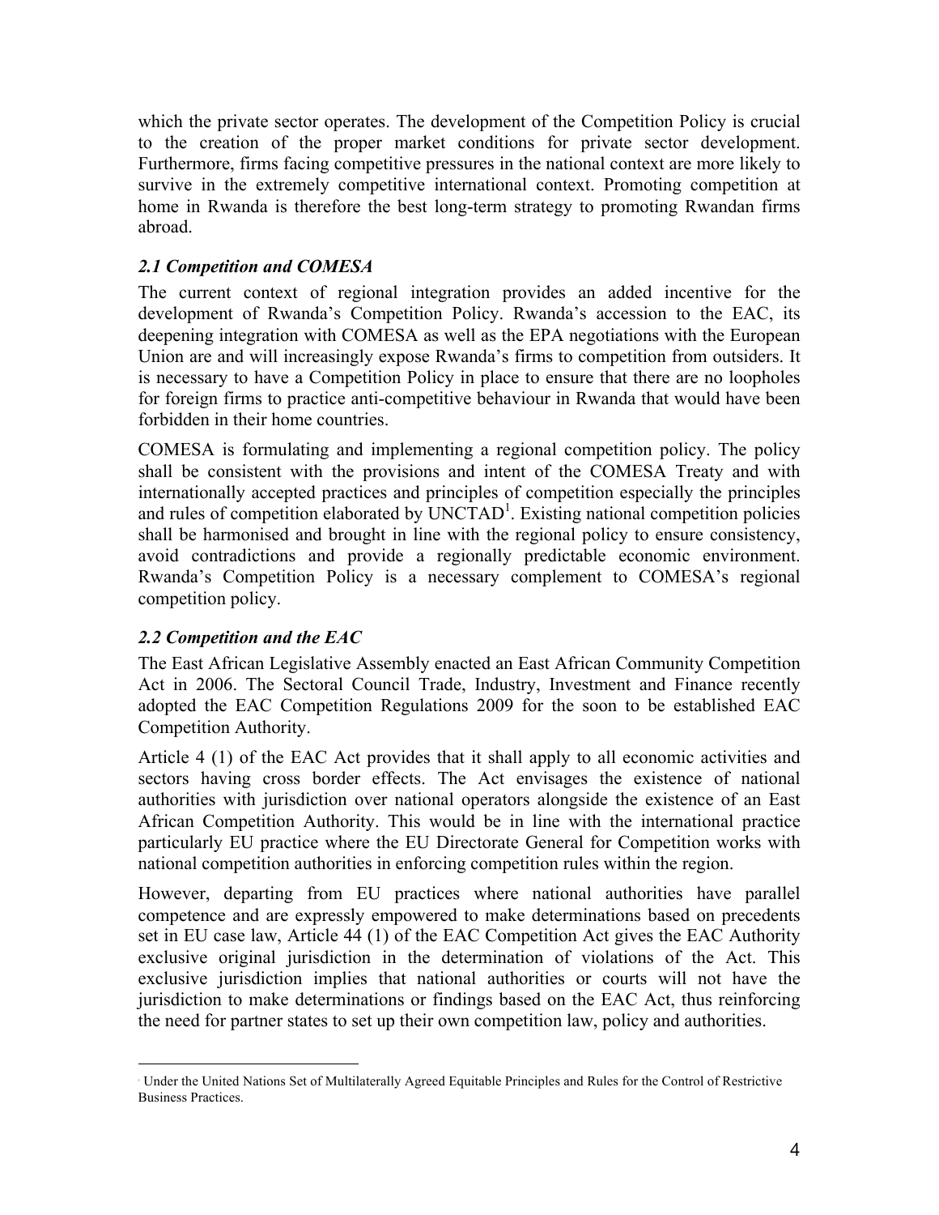which the private sector operates. The development of the Competition Policy is crucial to the creation of the proper market conditions for private sector development. Furthermore, firms facing competitive pressures in the national context are more likely to survive in the extremely competitive international context. Promoting competition at home in Rwanda is therefore the best long-term strategy to promoting Rwandan firms abroad.

### *2.1 Competition and COMESA*

The current context of regional integration provides an added incentive for the development of Rwanda's Competition Policy. Rwanda's accession to the EAC, its deepening integration with COMESA as well as the EPA negotiations with the European Union are and will increasingly expose Rwanda's firms to competition from outsiders. It is necessary to have a Competition Policy in place to ensure that there are no loopholes for foreign firms to practice anti-competitive behaviour in Rwanda that would have been forbidden in their home countries.

COMESA is formulating and implementing a regional competition policy. The policy shall be consistent with the provisions and intent of the COMESA Treaty and with internationally accepted practices and principles of competition especially the principles and rules of competition elaborated by UNCTAD[1]. Existing national competition policies shall be harmonised and brought in line with the regional policy to ensure consistency, avoid contradictions and provide a regionally predictable economic environment. Rwanda's Competition Policy is a necessary complement to COMESA's regional competition policy.

### *2.2 Competition and the EAC*

The East African Legislative Assembly enacted an East African Community Competition Act in 2006. The Sectoral Council Trade, Industry, Investment and Finance recently adopted the EAC Competition Regulations 2009 for the soon to be established EAC Competition Authority.

Article 4 (1) of the EAC Act provides that it shall apply to all economic activities and sectors having cross border effects. The Act envisages the existence of national authorities with jurisdiction over national operators alongside the existence of an East African Competition Authority. This would be in line with the international practice particularly EU practice where the EU Directorate General for Competition works with national competition authorities in enforcing competition rules within the region.

However, departing from EU practices where national authorities have parallel competence and are expressly empowered to make determinations based on precedents set in EU case law, Article 44 (1) of the EAC Competition Act gives the EAC Authority exclusive original jurisdiction in the determination of violations of the Act. This exclusive jurisdiction implies that national authorities or courts will not have the jurisdiction to make determinations or findings based on the EAC Act, thus reinforcing the need for partner states to set up their own competition law, policy and authorities.

---

[1] Under the United Nations Set of Multilaterally Agreed Equitable Principles and Rules for the Control of Restrictive Business Practices.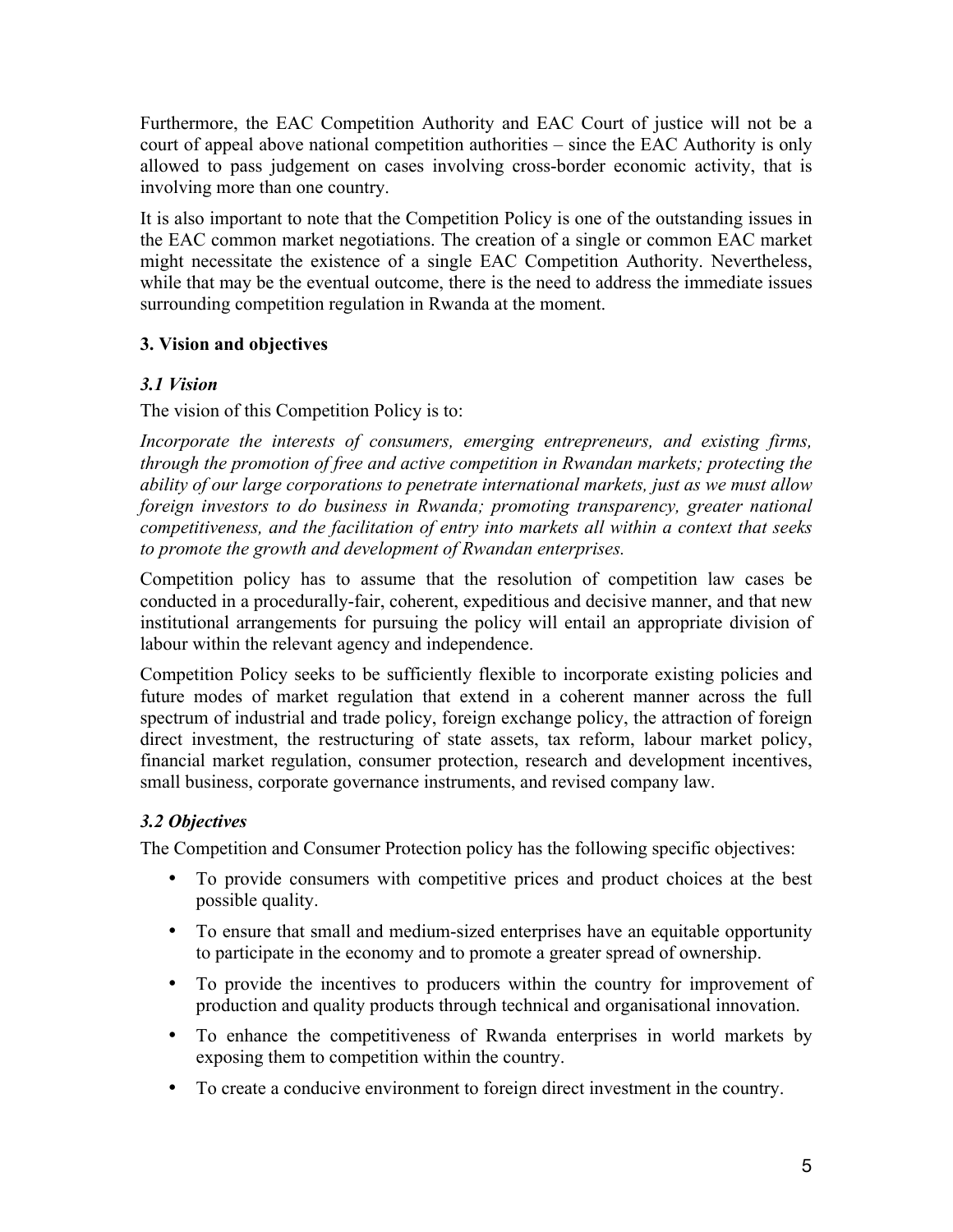Furthermore, the EAC Competition Authority and EAC Court of justice will not be a court of appeal above national competition authorities – since the EAC Authority is only allowed to pass judgement on cases involving cross-border economic activity, that is involving more than one country.

It is also important to note that the Competition Policy is one of the outstanding issues in the EAC common market negotiations. The creation of a single or common EAC market might necessitate the existence of a single EAC Competition Authority. Nevertheless, while that may be the eventual outcome, there is the need to address the immediate issues surrounding competition regulation in Rwanda at the moment.

## 3. Vision and objectives

### *3.1 Vision*

The vision of this Competition Policy is to:

*Incorporate the interests of consumers, emerging entrepreneurs, and existing firms, through the promotion of free and active competition in Rwandan markets; protecting the ability of our large corporations to penetrate international markets, just as we must allow foreign investors to do business in Rwanda; promoting transparency, greater national competitiveness, and the facilitation of entry into markets all within a context that seeks to promote the growth and development of Rwandan enterprises.*

Competition policy has to assume that the resolution of competition law cases be conducted in a procedurally-fair, coherent, expeditious and decisive manner, and that new institutional arrangements for pursuing the policy will entail an appropriate division of labour within the relevant agency and independence.

Competition Policy seeks to be sufficiently flexible to incorporate existing policies and future modes of market regulation that extend in a coherent manner across the full spectrum of industrial and trade policy, foreign exchange policy, the attraction of foreign direct investment, the restructuring of state assets, tax reform, labour market policy, financial market regulation, consumer protection, research and development incentives, small business, corporate governance instruments, and revised company law.

### *3.2 Objectives*

The Competition and Consumer Protection policy has the following specific objectives:

- To provide consumers with competitive prices and product choices at the best possible quality.
- To ensure that small and medium-sized enterprises have an equitable opportunity to participate in the economy and to promote a greater spread of ownership.
- To provide the incentives to producers within the country for improvement of production and quality products through technical and organisational innovation.
- To enhance the competitiveness of Rwanda enterprises in world markets by exposing them to competition within the country.
- To create a conducive environment to foreign direct investment in the country.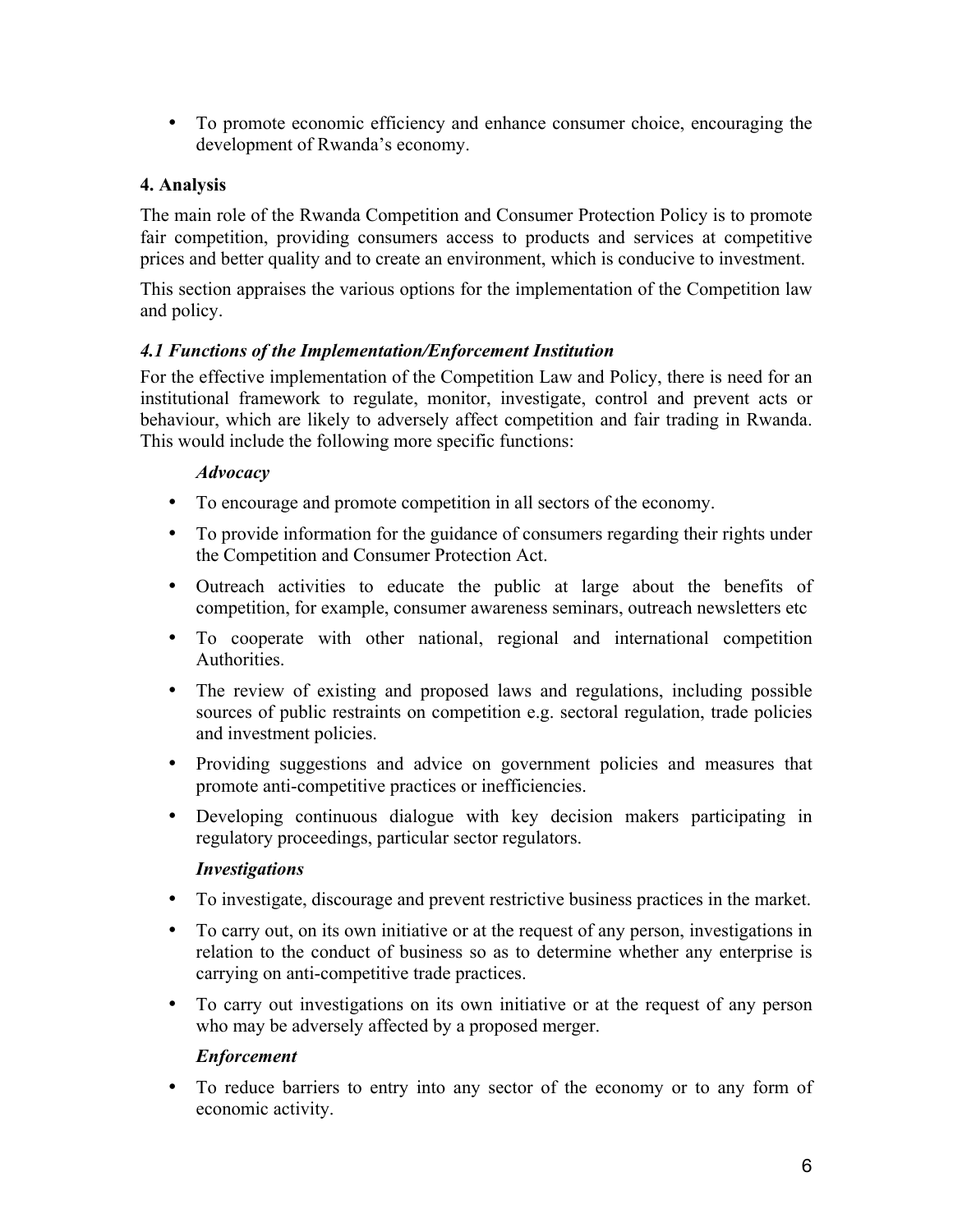- To promote economic efficiency and enhance consumer choice, encouraging the development of Rwanda's economy.

## 4. Analysis

The main role of the Rwanda Competition and Consumer Protection Policy is to promote fair competition, providing consumers access to products and services at competitive prices and better quality and to create an environment, which is conducive to investment.

This section appraises the various options for the implementation of the Competition law and policy.

### *4.1 Functions of the Implementation/Enforcement Institution*

For the effective implementation of the Competition Law and Policy, there is need for an institutional framework to regulate, monitor, investigate, control and prevent acts or behaviour, which are likely to adversely affect competition and fair trading in Rwanda. This would include the following more specific functions:

***Advocacy***

- To encourage and promote competition in all sectors of the economy.
- To provide information for the guidance of consumers regarding their rights under the Competition and Consumer Protection Act.
- Outreach activities to educate the public at large about the benefits of competition, for example, consumer awareness seminars, outreach newsletters etc
- To cooperate with other national, regional and international competition Authorities.
- The review of existing and proposed laws and regulations, including possible sources of public restraints on competition e.g. sectoral regulation, trade policies and investment policies.
- Providing suggestions and advice on government policies and measures that promote anti-competitive practices or inefficiencies.
- Developing continuous dialogue with key decision makers participating in regulatory proceedings, particular sector regulators.

***Investigations***

- To investigate, discourage and prevent restrictive business practices in the market.
- To carry out, on its own initiative or at the request of any person, investigations in relation to the conduct of business so as to determine whether any enterprise is carrying on anti-competitive trade practices.
- To carry out investigations on its own initiative or at the request of any person who may be adversely affected by a proposed merger.

***Enforcement***

- To reduce barriers to entry into any sector of the economy or to any form of economic activity.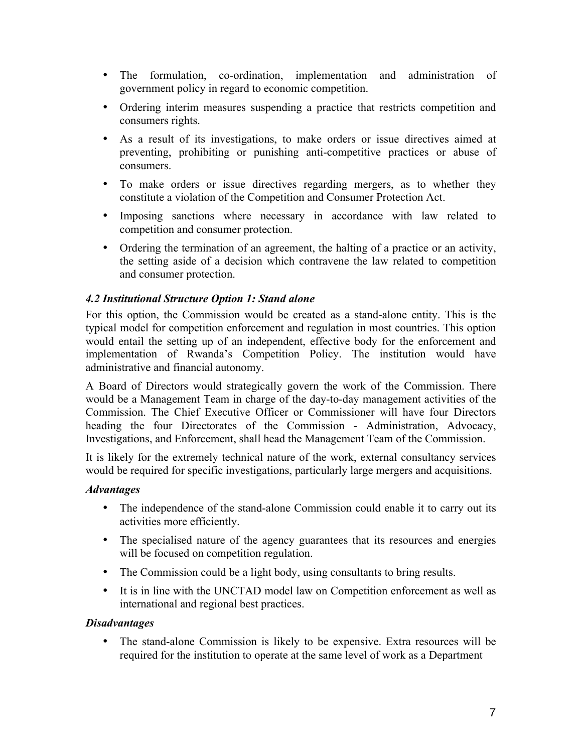- The formulation, co-ordination, implementation and administration of government policy in regard to economic competition.
- Ordering interim measures suspending a practice that restricts competition and consumers rights.
- As a result of its investigations, to make orders or issue directives aimed at preventing, prohibiting or punishing anti-competitive practices or abuse of consumers.
- To make orders or issue directives regarding mergers, as to whether they constitute a violation of the Competition and Consumer Protection Act.
- Imposing sanctions where necessary in accordance with law related to competition and consumer protection.
- Ordering the termination of an agreement, the halting of a practice or an activity, the setting aside of a decision which contravene the law related to competition and consumer protection.

### *4.2 Institutional Structure Option 1: Stand alone*

For this option, the Commission would be created as a stand-alone entity. This is the typical model for competition enforcement and regulation in most countries. This option would entail the setting up of an independent, effective body for the enforcement and implementation of Rwanda's Competition Policy. The institution would have administrative and financial autonomy.

A Board of Directors would strategically govern the work of the Commission. There would be a Management Team in charge of the day-to-day management activities of the Commission. The Chief Executive Officer or Commissioner will have four Directors heading the four Directorates of the Commission - Administration, Advocacy, Investigations, and Enforcement, shall head the Management Team of the Commission.

It is likely for the extremely technical nature of the work, external consultancy services would be required for specific investigations, particularly large mergers and acquisitions.

***Advantages***

- The independence of the stand-alone Commission could enable it to carry out its activities more efficiently.
- The specialised nature of the agency guarantees that its resources and energies will be focused on competition regulation.
- The Commission could be a light body, using consultants to bring results.
- It is in line with the UNCTAD model law on Competition enforcement as well as international and regional best practices.

***Disadvantages***

- The stand-alone Commission is likely to be expensive. Extra resources will be required for the institution to operate at the same level of work as a Department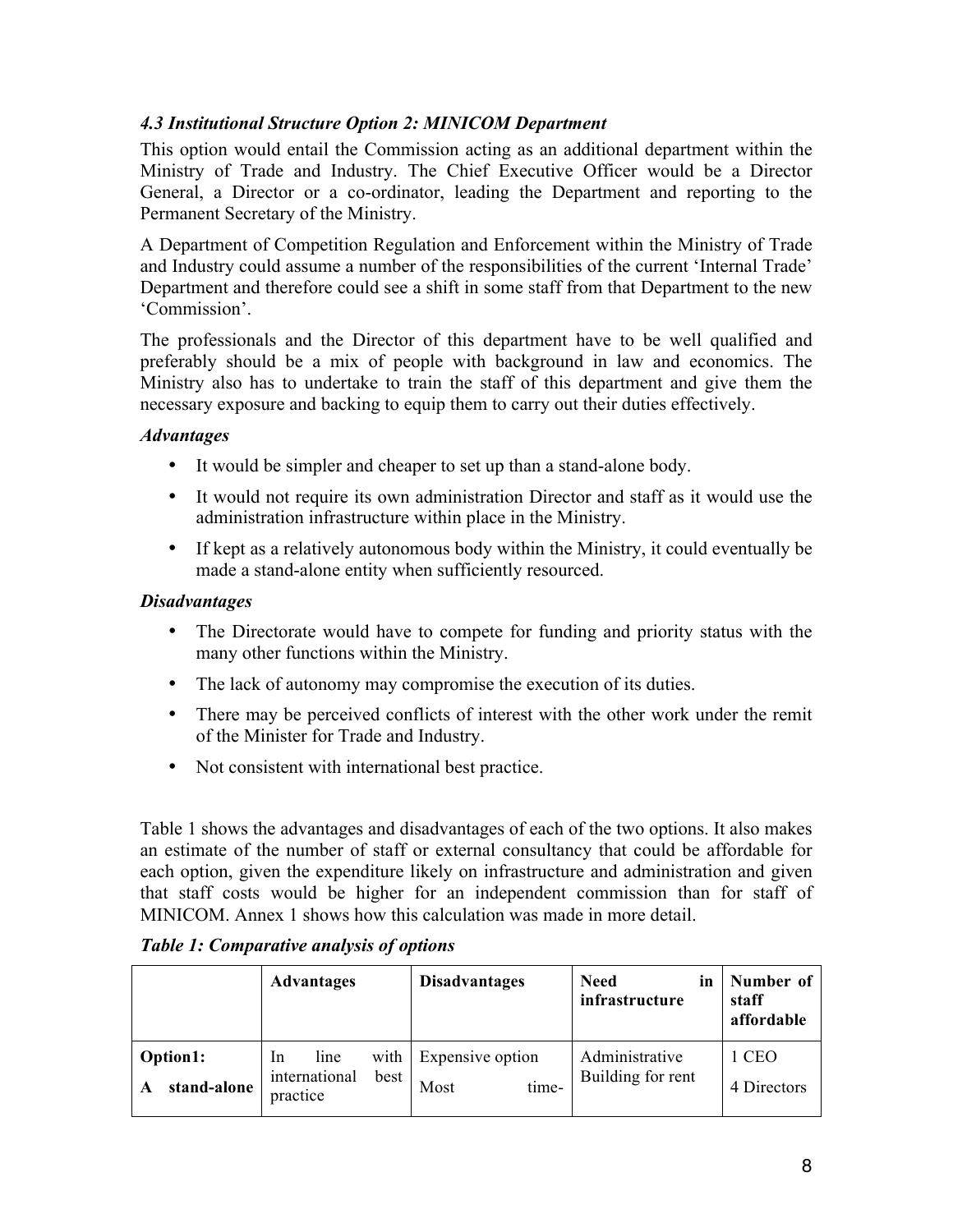### *4.3 Institutional Structure Option 2: MINICOM Department*

This option would entail the Commission acting as an additional department within the Ministry of Trade and Industry. The Chief Executive Officer would be a Director General, a Director or a co-ordinator, leading the Department and reporting to the Permanent Secretary of the Ministry.

A Department of Competition Regulation and Enforcement within the Ministry of Trade and Industry could assume a number of the responsibilities of the current 'Internal Trade' Department and therefore could see a shift in some staff from that Department to the new 'Commission'.

The professionals and the Director of this department have to be well qualified and preferably should be a mix of people with background in law and economics. The Ministry also has to undertake to train the staff of this department and give them the necessary exposure and backing to equip them to carry out their duties effectively.

***Advantages***

- It would be simpler and cheaper to set up than a stand-alone body.
- It would not require its own administration Director and staff as it would use the administration infrastructure within place in the Ministry.
- If kept as a relatively autonomous body within the Ministry, it could eventually be made a stand-alone entity when sufficiently resourced.

***Disadvantages***

- The Directorate would have to compete for funding and priority status with the many other functions within the Ministry.
- The lack of autonomy may compromise the execution of its duties.
- There may be perceived conflicts of interest with the other work under the remit of the Minister for Trade and Industry.
- Not consistent with international best practice.

Table 1 shows the advantages and disadvantages of each of the two options. It also makes an estimate of the number of staff or external consultancy that could be affordable for each option, given the expenditure likely on infrastructure and administration and given that staff costs would be higher for an independent commission than for staff of MINICOM. Annex 1 shows how this calculation was made in more detail.

***Table 1: Comparative analysis of options***

| | Advantages | Disadvantages | Need in infrastructure | Number of staff affordable |
|---|---|---|---|---|
| **Option1:** **A stand-alone** | In line with international best practice | Expensive option<br>Most time- | Administrative Building for rent | 1 CEO<br>4 Directors |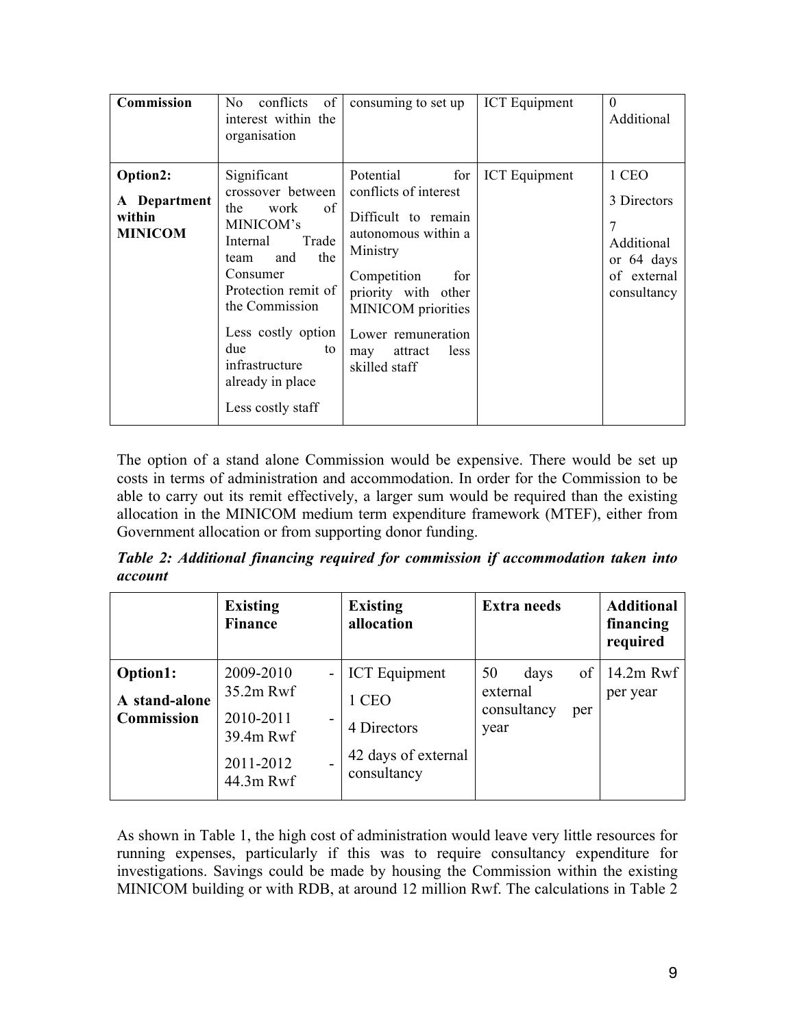| Commission | No conflicts of interest within the organisation | consuming to set up | ICT Equipment | 0 Additional |
|---|---|---|---|---|
| **Option2: A Department within MINICOM** | Significant crossover between the work of MINICOM's Internal Trade team and the Consumer Protection remit of the Commission<br><br>Less costly option due to infrastructure already in place<br><br>Less costly staff | Potential for conflicts of interest<br><br>Difficult to remain autonomous within a Ministry<br><br>Competition for priority with other MINICOM priorities<br><br>Lower remuneration may attract less skilled staff | ICT Equipment | 1 CEO<br><br>3 Directors<br><br>7 Additional or 64 days of external consultancy |

The option of a stand alone Commission would be expensive. There would be set up costs in terms of administration and accommodation. In order for the Commission to be able to carry out its remit effectively, a larger sum would be required than the existing allocation in the MINICOM medium term expenditure framework (MTEF), either from Government allocation or from supporting donor funding.

***Table 2: Additional financing required for commission if accommodation taken into account***

| | **Existing Finance** | **Existing allocation** | **Extra needs** | **Additional financing required** |
|---|---|---|---|---|
| **Option1: A stand-alone Commission** | 2009-2010 - 35.2m Rwf<br><br>2010-2011 - 39.4m Rwf<br><br>2011-2012 - 44.3m Rwf | ICT Equipment<br><br>1 CEO<br><br>4 Directors<br><br>42 days of external consultancy | 50 days of external consultancy per year | 14.2m Rwf per year |

As shown in Table 1, the high cost of administration would leave very little resources for running expenses, particularly if this was to require consultancy expenditure for investigations. Savings could be made by housing the Commission within the existing MINICOM building or with RDB, at around 12 million Rwf. The calculations in Table 2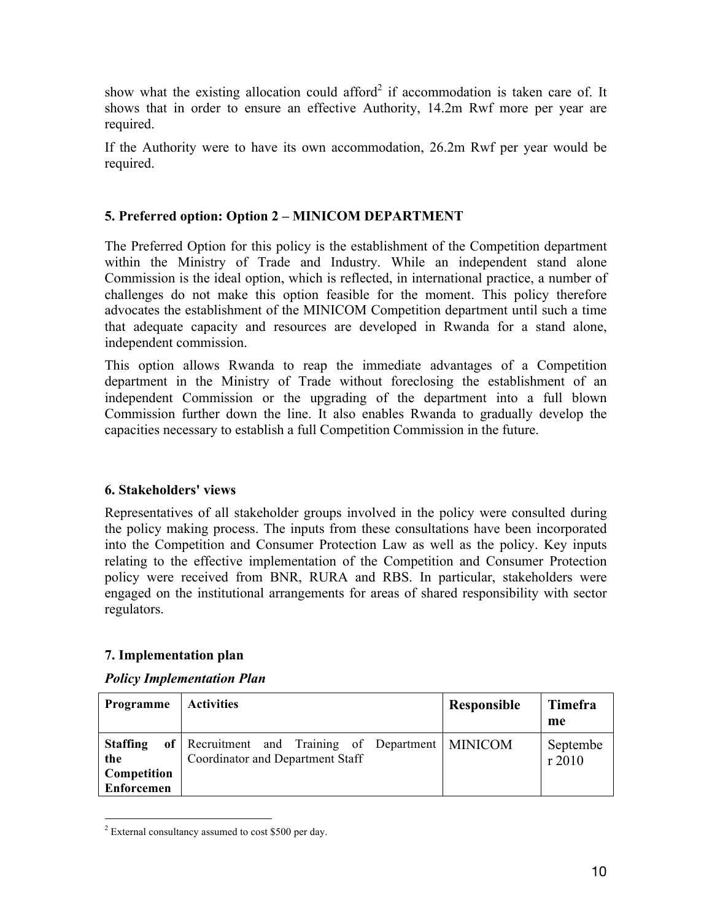show what the existing allocation could afford[2] if accommodation is taken care of. It shows that in order to ensure an effective Authority, 14.2m Rwf more per year are required.

If the Authority were to have its own accommodation, 26.2m Rwf per year would be required.

## 5. Preferred option: Option 2 – MINICOM DEPARTMENT

The Preferred Option for this policy is the establishment of the Competition department within the Ministry of Trade and Industry. While an independent stand alone Commission is the ideal option, which is reflected, in international practice, a number of challenges do not make this option feasible for the moment. This policy therefore advocates the establishment of the MINICOM Competition department until such a time that adequate capacity and resources are developed in Rwanda for a stand alone, independent commission.

This option allows Rwanda to reap the immediate advantages of a Competition department in the Ministry of Trade without foreclosing the establishment of an independent Commission or the upgrading of the department into a full blown Commission further down the line. It also enables Rwanda to gradually develop the capacities necessary to establish a full Competition Commission in the future.

## 6. Stakeholders' views

Representatives of all stakeholder groups involved in the policy were consulted during the policy making process. The inputs from these consultations have been incorporated into the Competition and Consumer Protection Law as well as the policy. Key inputs relating to the effective implementation of the Competition and Consumer Protection policy were received from BNR, RURA and RBS. In particular, stakeholders were engaged on the institutional arrangements for areas of shared responsibility with sector regulators.

## 7. Implementation plan

***Policy Implementation Plan***

| Programme | Activities | Responsible | Timeframe |
|---|---|---|---|
| **Staffing of the Competition Enforcemen** | Recruitment and Training of Department Coordinator and Department Staff | MINICOM | September 2010 |

[2] External consultancy assumed to cost $500 per day.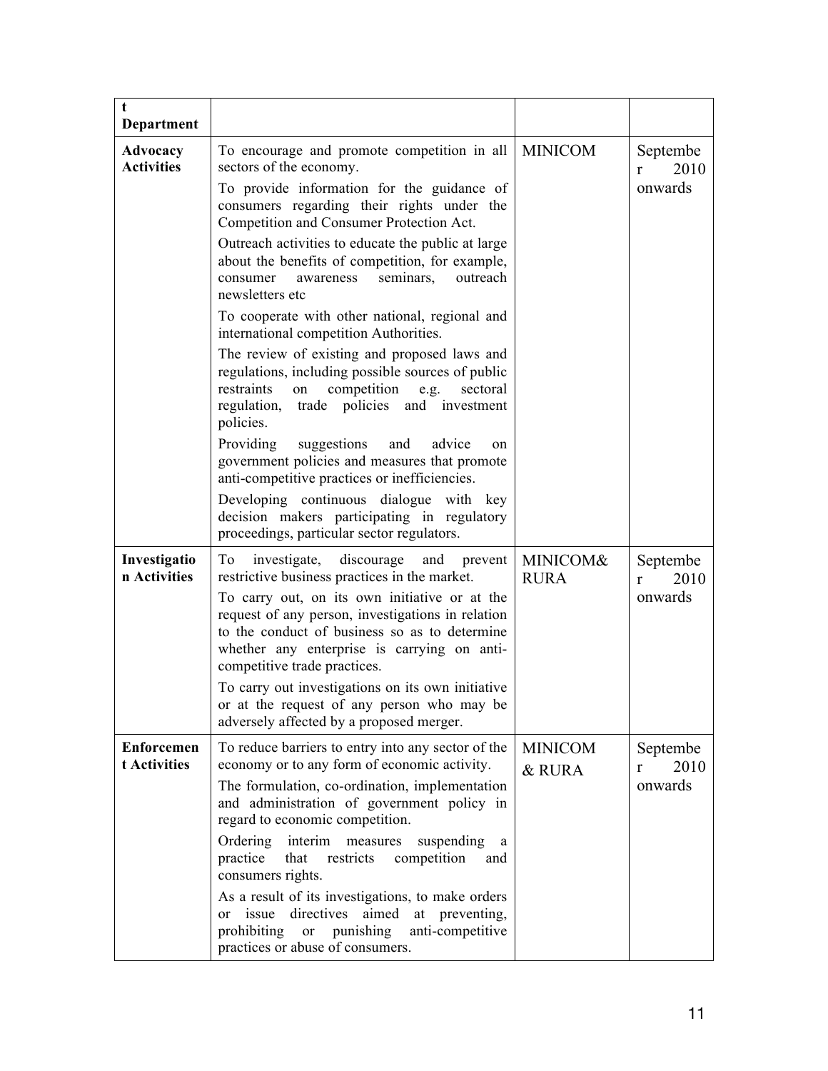| t Department | | | |
|---|---|---|---|
| **Advocacy Activities** | To encourage and promote competition in all sectors of the economy.<br>To provide information for the guidance of consumers regarding their rights under the Competition and Consumer Protection Act.<br>Outreach activities to educate the public at large about the benefits of competition, for example, consumer awareness seminars, outreach newsletters etc<br>To cooperate with other national, regional and international competition Authorities.<br>The review of existing and proposed laws and regulations, including possible sources of public restraints on competition e.g. sectoral regulation, trade policies and investment policies.<br>Providing suggestions and advice on government policies and measures that promote anti-competitive practices or inefficiencies.<br>Developing continuous dialogue with key decision makers participating in regulatory proceedings, particular sector regulators. | MINICOM | September 2010 onwards |
| **Investigation Activities** | To investigate, discourage and prevent restrictive business practices in the market.<br>To carry out, on its own initiative or at the request of any person, investigations in relation to the conduct of business so as to determine whether any enterprise is carrying on anti-competitive trade practices.<br>To carry out investigations on its own initiative or at the request of any person who may be adversely affected by a proposed merger. | MINICOM& RURA | September 2010 onwards |
| **Enforcement Activities** | To reduce barriers to entry into any sector of the economy or to any form of economic activity.<br>The formulation, co-ordination, implementation and administration of government policy in regard to economic competition.<br>Ordering interim measures suspending a practice that restricts competition and consumers rights.<br>As a result of its investigations, to make orders or issue directives aimed at preventing, prohibiting or punishing anti-competitive practices or abuse of consumers. | MINICOM & RURA | September 2010 onwards |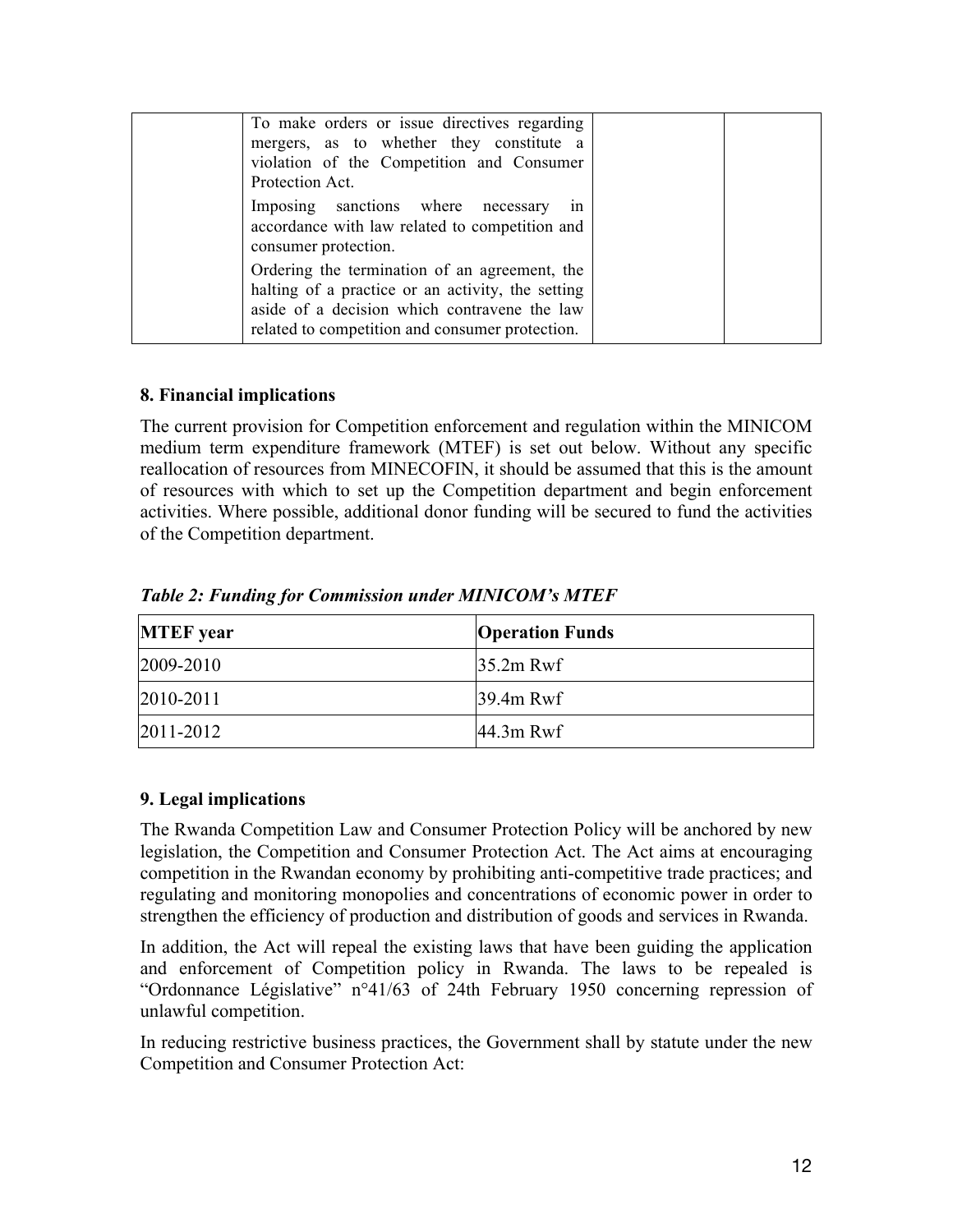| | To make orders or issue directives regarding mergers, as to whether they constitute a violation of the Competition and Consumer Protection Act.<br><br>Imposing sanctions where necessary in accordance with law related to competition and consumer protection.<br><br>Ordering the termination of an agreement, the halting of a practice or an activity, the setting aside of a decision which contravene the law related to competition and consumer protection. | | |
|---|---|---|---|

## 8. Financial implications

The current provision for Competition enforcement and regulation within the MINICOM medium term expenditure framework (MTEF) is set out below. Without any specific reallocation of resources from MINECOFIN, it should be assumed that this is the amount of resources with which to set up the Competition department and begin enforcement activities. Where possible, additional donor funding will be secured to fund the activities of the Competition department.

***Table 2: Funding for Commission under MINICOM's MTEF***

| MTEF year | Operation Funds |
|---|---|
| 2009-2010 | 35.2m Rwf |
| 2010-2011 | 39.4m Rwf |
| 2011-2012 | 44.3m Rwf |

## 9. Legal implications

The Rwanda Competition Law and Consumer Protection Policy will be anchored by new legislation, the Competition and Consumer Protection Act. The Act aims at encouraging competition in the Rwandan economy by prohibiting anti-competitive trade practices; and regulating and monitoring monopolies and concentrations of economic power in order to strengthen the efficiency of production and distribution of goods and services in Rwanda.

In addition, the Act will repeal the existing laws that have been guiding the application and enforcement of Competition policy in Rwanda. The laws to be repealed is "Ordonnance Législative" n°41/63 of 24th February 1950 concerning repression of unlawful competition.

In reducing restrictive business practices, the Government shall by statute under the new Competition and Consumer Protection Act: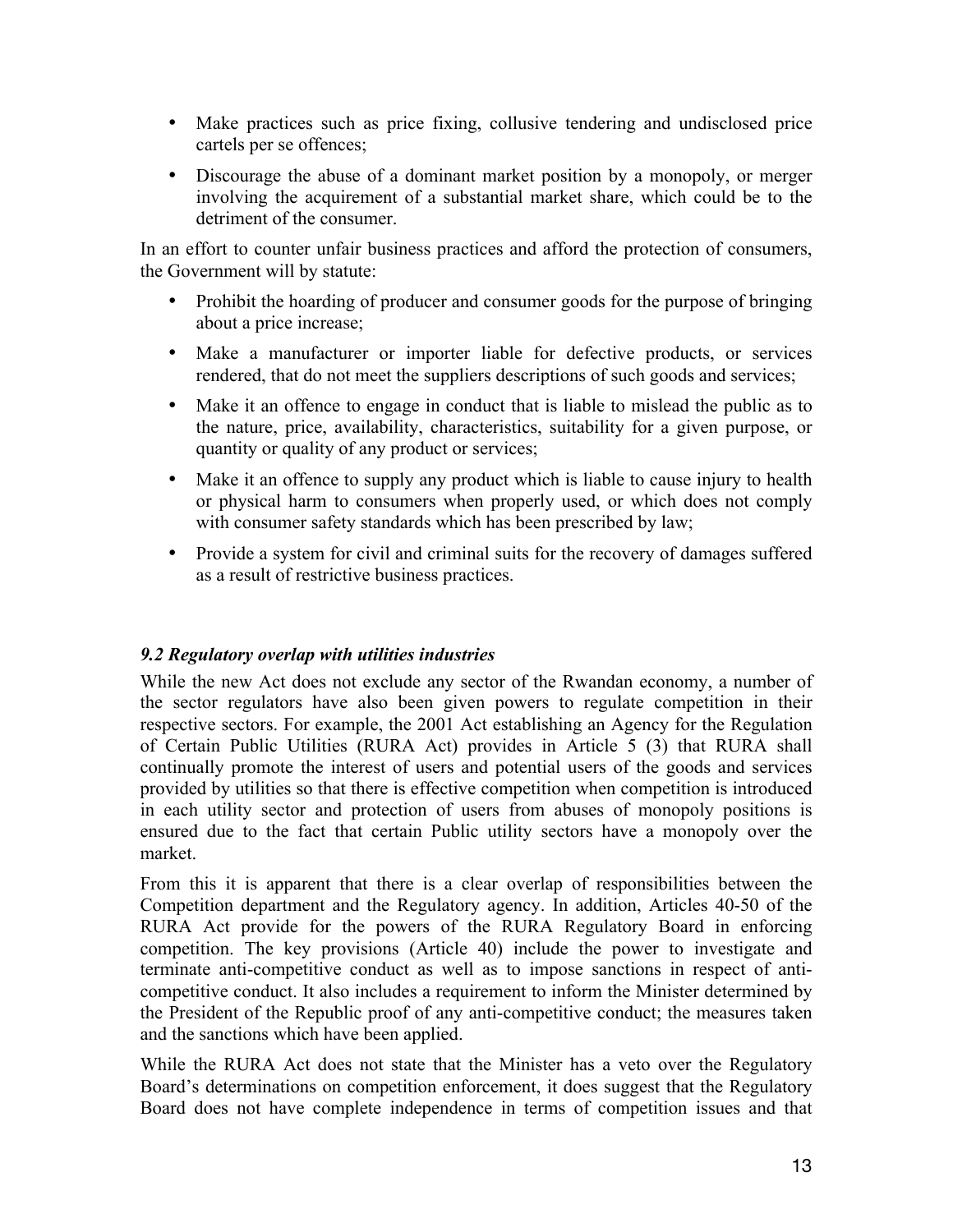- Make practices such as price fixing, collusive tendering and undisclosed price cartels per se offences;
- Discourage the abuse of a dominant market position by a monopoly, or merger involving the acquirement of a substantial market share, which could be to the detriment of the consumer.

In an effort to counter unfair business practices and afford the protection of consumers, the Government will by statute:

- Prohibit the hoarding of producer and consumer goods for the purpose of bringing about a price increase;
- Make a manufacturer or importer liable for defective products, or services rendered, that do not meet the suppliers descriptions of such goods and services;
- Make it an offence to engage in conduct that is liable to mislead the public as to the nature, price, availability, characteristics, suitability for a given purpose, or quantity or quality of any product or services;
- Make it an offence to supply any product which is liable to cause injury to health or physical harm to consumers when properly used, or which does not comply with consumer safety standards which has been prescribed by law;
- Provide a system for civil and criminal suits for the recovery of damages suffered as a result of restrictive business practices.

### *9.2 Regulatory overlap with utilities industries*

While the new Act does not exclude any sector of the Rwandan economy, a number of the sector regulators have also been given powers to regulate competition in their respective sectors. For example, the 2001 Act establishing an Agency for the Regulation of Certain Public Utilities (RURA Act) provides in Article 5 (3) that RURA shall continually promote the interest of users and potential users of the goods and services provided by utilities so that there is effective competition when competition is introduced in each utility sector and protection of users from abuses of monopoly positions is ensured due to the fact that certain Public utility sectors have a monopoly over the market.

From this it is apparent that there is a clear overlap of responsibilities between the Competition department and the Regulatory agency. In addition, Articles 40-50 of the RURA Act provide for the powers of the RURA Regulatory Board in enforcing competition. The key provisions (Article 40) include the power to investigate and terminate anti-competitive conduct as well as to impose sanctions in respect of anti-competitive conduct. It also includes a requirement to inform the Minister determined by the President of the Republic proof of any anti-competitive conduct; the measures taken and the sanctions which have been applied.

While the RURA Act does not state that the Minister has a veto over the Regulatory Board's determinations on competition enforcement, it does suggest that the Regulatory Board does not have complete independence in terms of competition issues and that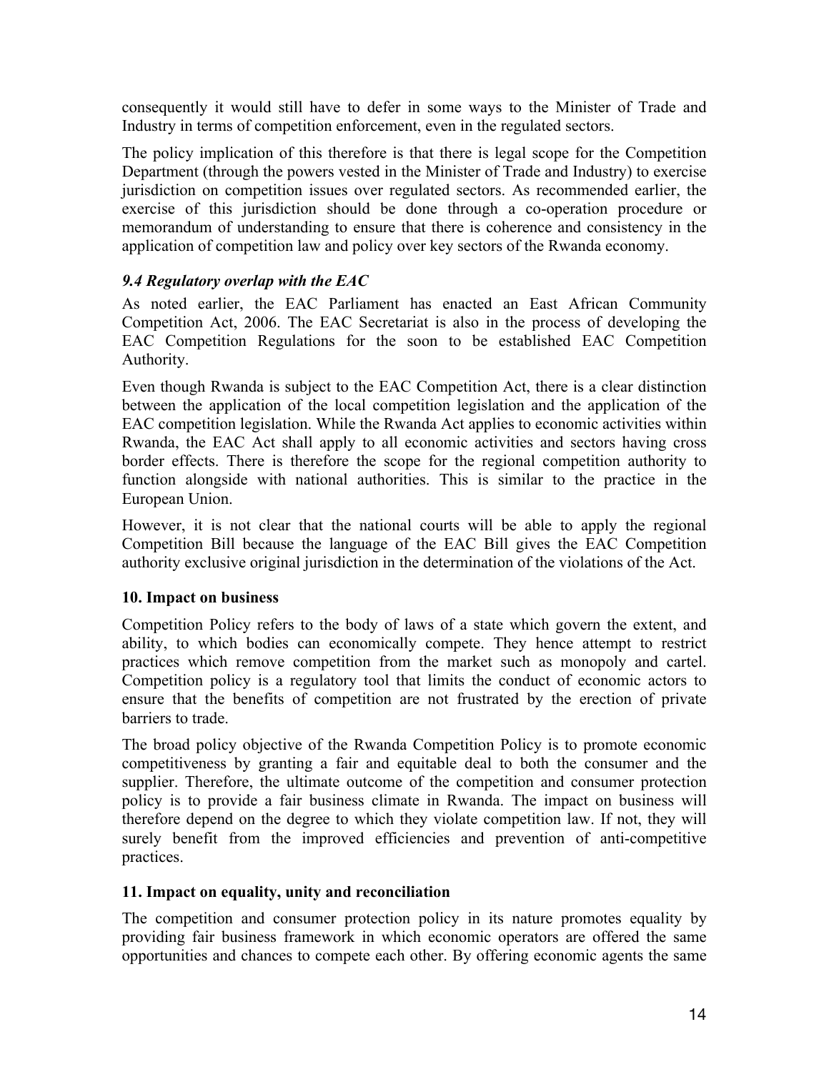consequently it would still have to defer in some ways to the Minister of Trade and Industry in terms of competition enforcement, even in the regulated sectors.

The policy implication of this therefore is that there is legal scope for the Competition Department (through the powers vested in the Minister of Trade and Industry) to exercise jurisdiction on competition issues over regulated sectors. As recommended earlier, the exercise of this jurisdiction should be done through a co-operation procedure or memorandum of understanding to ensure that there is coherence and consistency in the application of competition law and policy over key sectors of the Rwanda economy.

### *9.4 Regulatory overlap with the EAC*

As noted earlier, the EAC Parliament has enacted an East African Community Competition Act, 2006. The EAC Secretariat is also in the process of developing the EAC Competition Regulations for the soon to be established EAC Competition Authority.

Even though Rwanda is subject to the EAC Competition Act, there is a clear distinction between the application of the local competition legislation and the application of the EAC competition legislation. While the Rwanda Act applies to economic activities within Rwanda, the EAC Act shall apply to all economic activities and sectors having cross border effects. There is therefore the scope for the regional competition authority to function alongside with national authorities. This is similar to the practice in the European Union.

However, it is not clear that the national courts will be able to apply the regional Competition Bill because the language of the EAC Bill gives the EAC Competition authority exclusive original jurisdiction in the determination of the violations of the Act.

## 10. Impact on business

Competition Policy refers to the body of laws of a state which govern the extent, and ability, to which bodies can economically compete. They hence attempt to restrict practices which remove competition from the market such as monopoly and cartel. Competition policy is a regulatory tool that limits the conduct of economic actors to ensure that the benefits of competition are not frustrated by the erection of private barriers to trade.

The broad policy objective of the Rwanda Competition Policy is to promote economic competitiveness by granting a fair and equitable deal to both the consumer and the supplier. Therefore, the ultimate outcome of the competition and consumer protection policy is to provide a fair business climate in Rwanda. The impact on business will therefore depend on the degree to which they violate competition law. If not, they will surely benefit from the improved efficiencies and prevention of anti-competitive practices.

## 11. Impact on equality, unity and reconciliation

The competition and consumer protection policy in its nature promotes equality by providing fair business framework in which economic operators are offered the same opportunities and chances to compete each other. By offering economic agents the same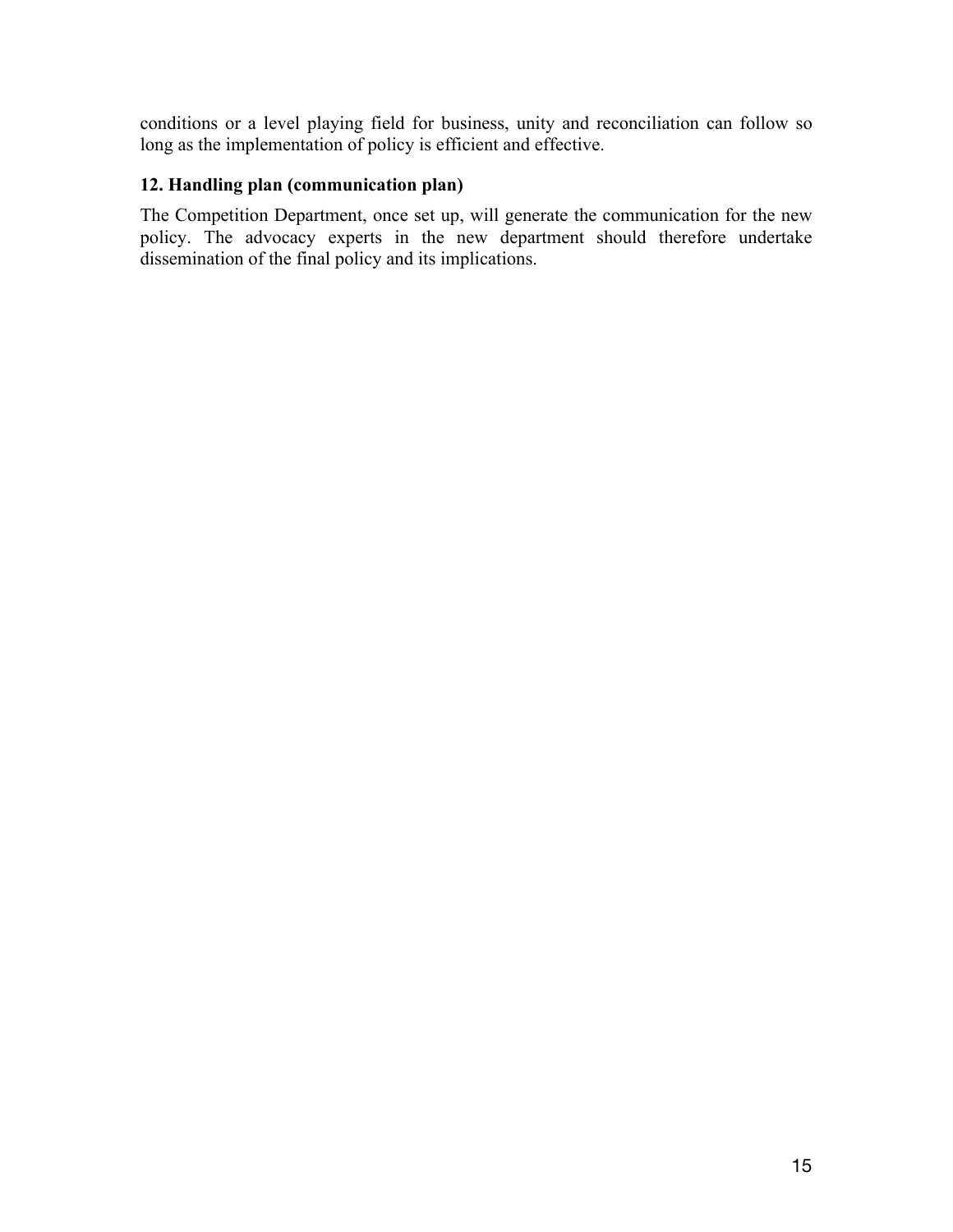conditions or a level playing field for business, unity and reconciliation can follow so long as the implementation of policy is efficient and effective.

## 12. Handling plan (communication plan)

The Competition Department, once set up, will generate the communication for the new policy. The advocacy experts in the new department should therefore undertake dissemination of the final policy and its implications.